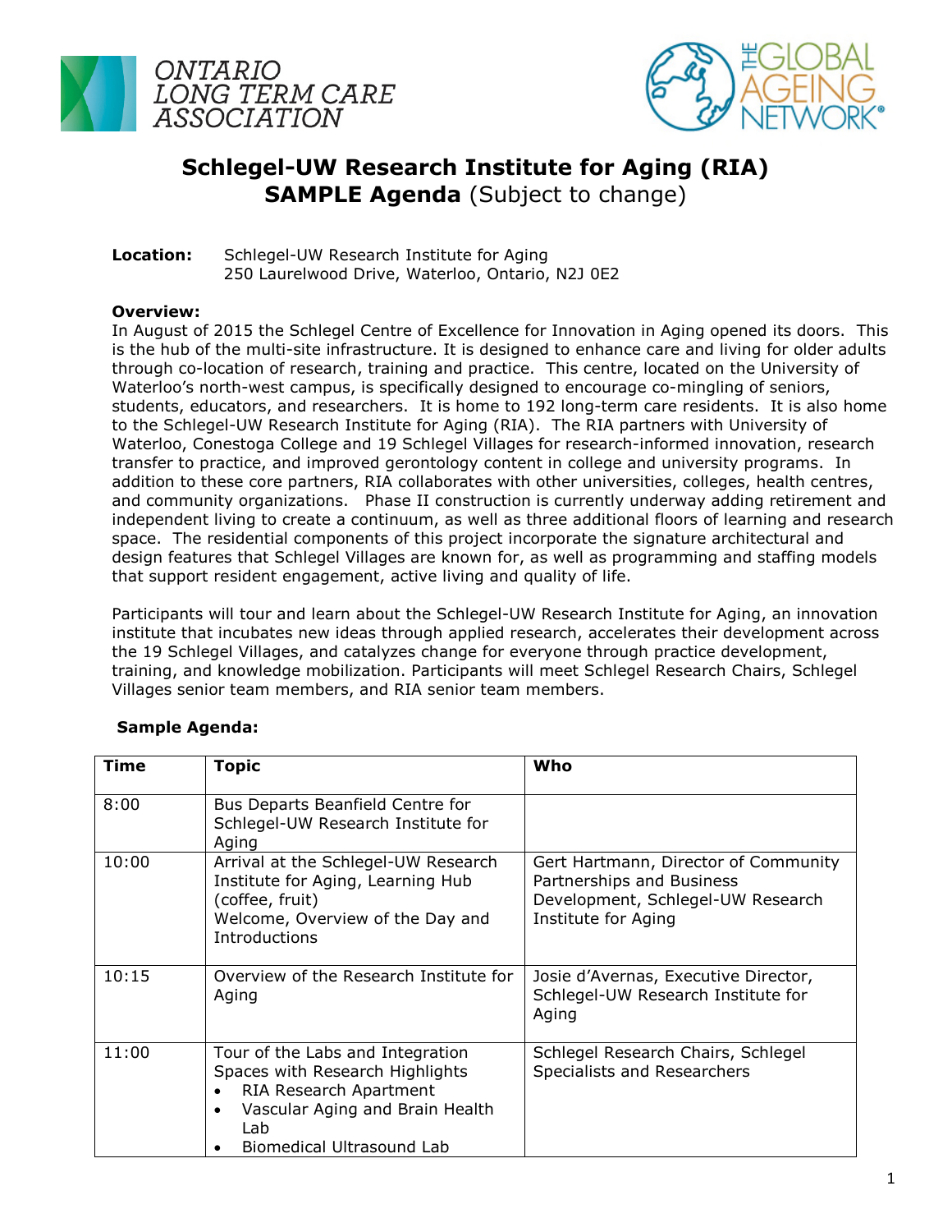ONTARIO LONG TERM CARE ASSOCIATION

THE GLOBAL AGEING NETWORK®

# Schlegel-UW Research Institute for Aging (RIA)

## SAMPLE Agenda (Subject to change)

**Location:** Schlegel-UW Research Institute for Aging
250 Laurelwood Drive, Waterloo, Ontario, N2J 0E2

**Overview:**
In August of 2015 the Schlegel Centre of Excellence for Innovation in Aging opened its doors. This is the hub of the multi-site infrastructure. It is designed to enhance care and living for older adults through co-location of research, training and practice. This centre, located on the University of Waterloo's north-west campus, is specifically designed to encourage co-mingling of seniors, students, educators, and researchers. It is home to 192 long-term care residents. It is also home to the Schlegel-UW Research Institute for Aging (RIA). The RIA partners with University of Waterloo, Conestoga College and 19 Schlegel Villages for research-informed innovation, research transfer to practice, and improved gerontology content in college and university programs. In addition to these core partners, RIA collaborates with other universities, colleges, health centres, and community organizations. Phase II construction is currently underway adding retirement and independent living to create a continuum, as well as three additional floors of learning and research space. The residential components of this project incorporate the signature architectural and design features that Schlegel Villages are known for, as well as programming and staffing models that support resident engagement, active living and quality of life.

Participants will tour and learn about the Schlegel-UW Research Institute for Aging, an innovation institute that incubates new ideas through applied research, accelerates their development across the 19 Schlegel Villages, and catalyzes change for everyone through practice development, training, and knowledge mobilization. Participants will meet Schlegel Research Chairs, Schlegel Villages senior team members, and RIA senior team members.

**Sample Agenda:**

| Time | Topic | Who |
|---|---|---|
| 8:00 | Bus Departs Beanfield Centre for Schlegel-UW Research Institute for Aging | |
| 10:00 | Arrival at the Schlegel-UW Research Institute for Aging, Learning Hub (coffee, fruit)<br>Welcome, Overview of the Day and Introductions | Gert Hartmann, Director of Community Partnerships and Business Development, Schlegel-UW Research Institute for Aging |
| 10:15 | Overview of the Research Institute for Aging | Josie d'Avernas, Executive Director, Schlegel-UW Research Institute for Aging |
| 11:00 | Tour of the Labs and Integration Spaces with Research Highlights<br>• RIA Research Apartment<br>• Vascular Aging and Brain Health Lab<br>• Biomedical Ultrasound Lab | Schlegel Research Chairs, Schlegel Specialists and Researchers |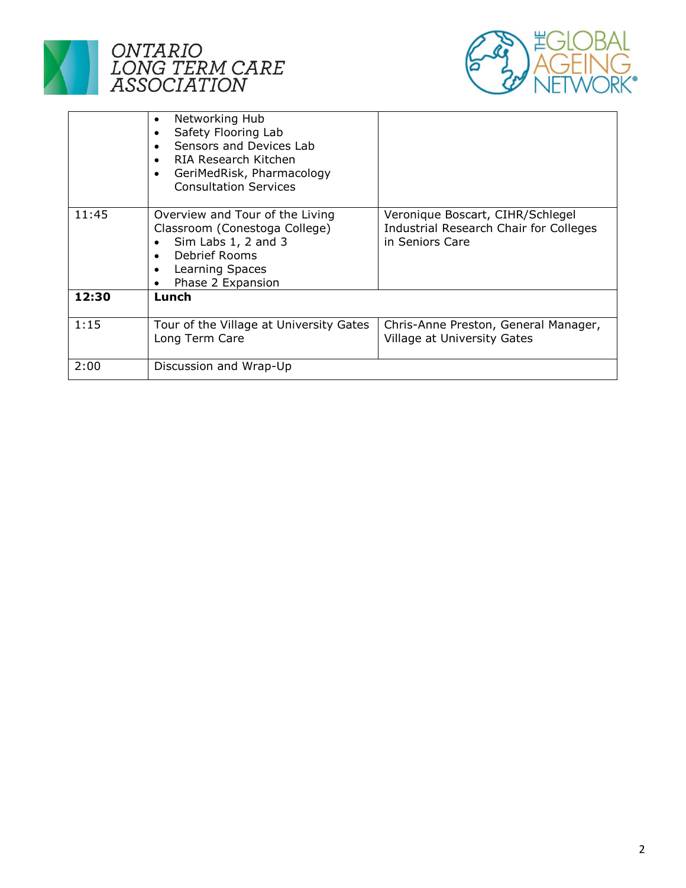| | | |
|---|---|---|
| | • Networking Hub<br>• Safety Flooring Lab<br>• Sensors and Devices Lab<br>• RIA Research Kitchen<br>• GeriMedRisk, Pharmacology Consultation Services | |
| 11:45 | Overview and Tour of the Living Classroom (Conestoga College)<br>• Sim Labs 1, 2 and 3<br>• Debrief Rooms<br>• Learning Spaces<br>• Phase 2 Expansion | Veronique Boscart, CIHR/Schlegel Industrial Research Chair for Colleges in Seniors Care |
| **12:30** | **Lunch** | |
| 1:15 | Tour of the Village at University Gates Long Term Care | Chris-Anne Preston, General Manager, Village at University Gates |
| 2:00 | Discussion and Wrap-Up | |